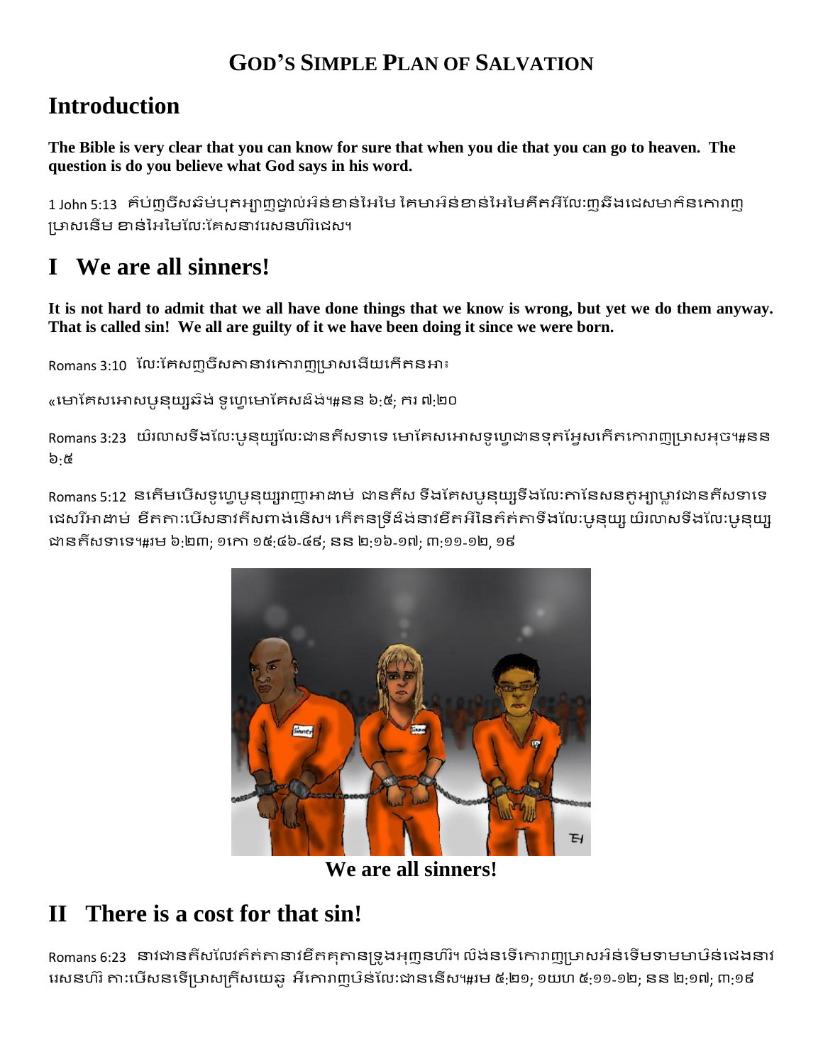# GOD'S SIMPLE PLAN OF SALVATION

## Introduction

**The Bible is very clear that you can know for sure that when you die that you can go to heaven. The question is do you believe what God says in his word.**

1 John 5:13  គិប់ញថីសឆិម់បុគអ្យាញផ្ទាល់អិន់ខាន់អែមែ តែមាអិន់ខាន់អែមែគឺតអីលែៈញឆឹងជេសមាគ៌នកោរាញព្រាសនើម ខាន់អែមែលែៈគែសនាវរេសនហ៍រជេស។

## I   We are all sinners!

**It is not hard to admit that we all have done things that we know is wrong, but yet we do them anyway. That is called sin! We all are guilty of it we have been doing it since we were born.**

Romans 3:10  លែៈគែសញថីសគានាវកោរាញព្រាសងើយកើតនអាះ

«មោគែសអោសបូនុយ្យឆិង់ ទូហ្វេមោគែសជីង់។#នន ៦:៥; ករ ៧:២០

Romans 3:23  យិរលាសទឹងលែៈបូនុយ្យលែៈជានគីសទាទេ មោគែសអោសទូហ្វេជានទុគអ្វែសកើតកោរាញព្រាសអុច។#នន ៦:៥

Romans 5:12  នតើមបើសទូហ្វេបូនុយ្យរាញអាដាម់ ជានគីស ទឹងគែសបូនុយ្យទឹងលែៈគានែសនគូអ្យាប្លាវជានគីសទាទេ ជេសរិអាដាម់ ខឹតគាៈបើសនាវគីសពាង់នើស។ កើតនទ្រឹជឹង់នាវខឹតអីនៃគិត់គាទឹងលែៈបូនុយ្យ យិរលាសទឹងលែៈបូនុយ្យជានគីសទាទេ។#រម ៦:២៣; ១កោ ១៥:៤៦-៤៩; នន ២:១៦-១៧; ៣:១១-១២, ១៩

**We are all sinners!**

## II   There is a cost for that sin!

Romans 6:23  នាវជានគីសលែរគិត់គានាវខឹតគុគានទ្រូងអុញនហ៍រ។ លិង់នទើកោរាញព្រាសអិន់ទើមទាមមាបិន់ជេងនាវរេសនហ៍រ គាៈបើសនទើព្រាសគ្រីសយេឆូ អីកោរាញបិន់លែៈជាននើស។#រម ៥:២១; ១យហ ៥:១១-១២; នន ២:១៧; ៣:១៩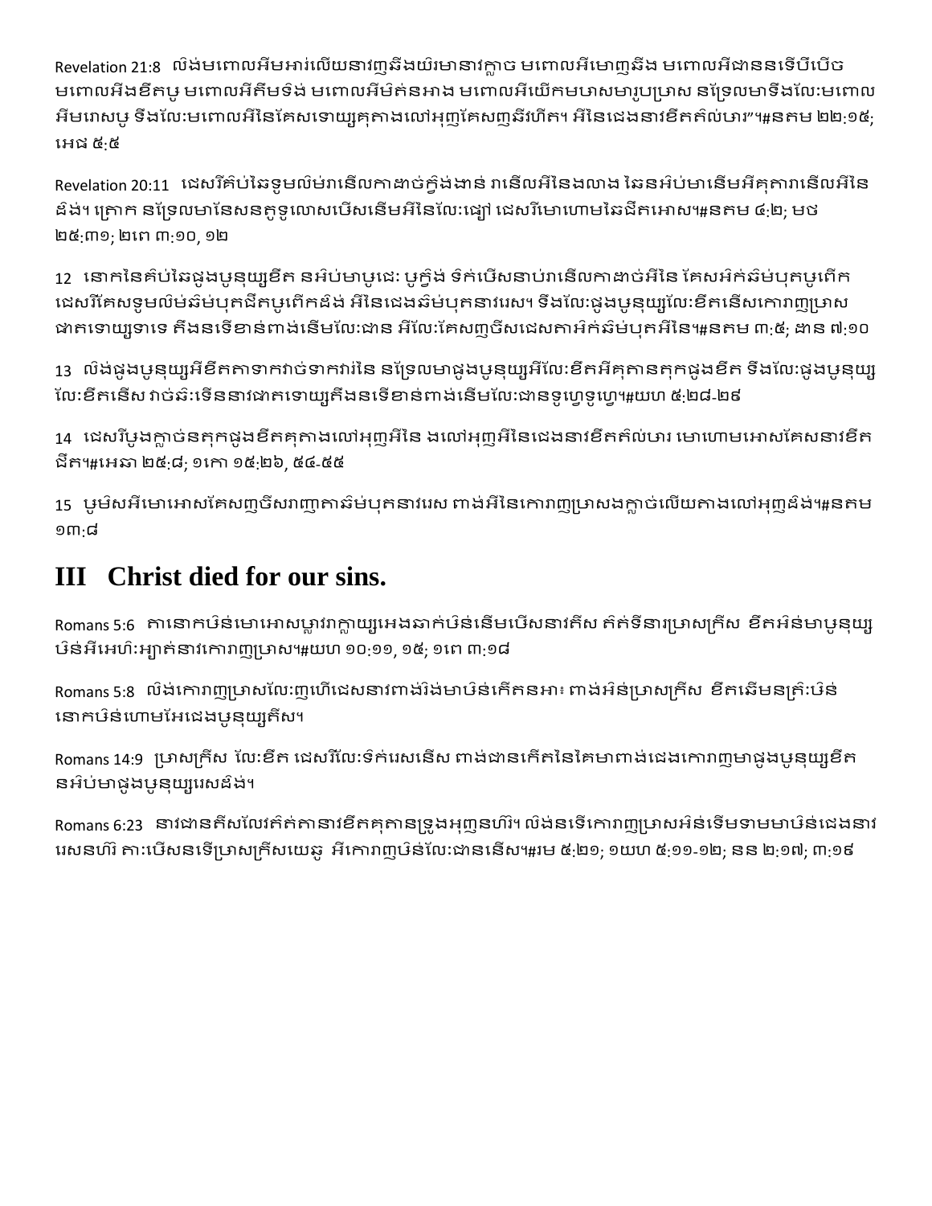Revelation 21:8 លិងមពោលអិមអារ់លើយនាវញនឹងឃំរមានាវក្លាច មពោលអិមោញនឹង មពោលអិជាននទើបឹបើច មពោលអិងខឹតបូ មពោលអិតឹមទិង មពោលអិមិត់នអាង មពោលអិយើកមហាសមារូបប្រាស នទ្រែលមាទឹងលែះមពោលអិមរោសបូ ទឹងលែះមពោលអិនៃគែសទោយ្សគុតាងលៅអុញគែសញនីរហិត។ អិនៃជេងនាវខឹតគិល់ហារ”។#នតម ២២:១៥; អេជ ៥:៥

Revelation 20:11 ដេសរិគិប់ឆៃទូមលិម់រានើលកាដាច់ក្វិងងាន់ រានើលអិនៃងលាង ឆៃនអិប់មានើមអិគុការានើលអិនៃជិង់។ គ្រាក នទ្រែលមានែសនគូទូលោសបើសនើមអិនៃលែះផ្សៀ ដេសរិមោហោមឆៃជីតអោស។#នតម ៤:២; មថ ២៥:៣១; ២ពេ ៣:១០, ១២

12 នោកនៃគិប់ឆៃផូងបូនុយ្សខឹត នអិប់មាបូជេះ បូក្វិង ទិក់បើសនាប់រានើលកាដាច់អិនៃ គែសអិក់ឆិម់បុគបូពើក ដេសរិគែសទូមលិម់ឆិម់បុគជីតបូពើកជិង់ អិនៃជេងឆិម់បុគនាវរេស។ ទឹងលែះផូងបូនុយ្សលែះខឹតនើសកោរាញប្រាស ផាគទោយ្សទាទេ គឹងនទើខាន់ពាង់នើមលែះជាន អិលែះគែសញចិសជេសតាអិក់ឆិម់បុគអិនៃ។#នតម ៣:៥; ដាន ៧:១០

13 លិងផូងបូនុយ្សអិខឹតតាទាកវាច់ទាកវារ់នៃ នទ្រែលមាផូងបូនុយ្សអិលែះខឹតអិគុតានគុកផូងខឹត ទឹងលែះផូងបូនុយ្សលែះខឹតនើស វាច់ឆ៖ទើននាវផាគទោយ្សគឹងនទើខាន់ពាង់នើមលែះជានទូហ្វេទូហ្វេ។#យហ ៥:២៨-២៩

14 ដេសរិបូងក្លាច់នគុកផូងខឹតគុតាងលៅអុញអិនៃ ងលៅអុញអិនៃជេងនាវខឹតគិល់ហារ មោហោមអោសគែសនាវខឹតជីត។#អេឆា ២៥:៨; ១កោ ១៥:២៦, ៥៤-៥៥

15 បូមិសអិមោអោសគែសញចិសរាញាតាឆិម់បុគនាវរេស ពាង់អិនៃកោរាញប្រាសងក្លាច់លើយតាងលៅអុញជិង់។#នតម ១៣:៨

## III Christ died for our sins.

Romans 5:6 តានោកបិន់មោអោសប្លាវាក្លាយ្សអេងឆាក់បិន់នើមបើសនាវគឹស គិត់ទិនាវប្រាសគ្រីស ខឹតអិន់មាបូនុយ្សបិន់អិអេហ៊ះអ្យាត់នាវកោរាញប្រាស។#យហ ១០:១១, ១៥; ១ពេ ៣:១៨

Romans 5:8 លិង់កោរាញប្រាសលែះញហើជេសនាវពាង់រ៉ង់មាបិន់កើតនអា៖ ពាង់អិន់ប្រាសគ្រីស ខឹតឆើមនគ្រ៉ះបិន់នោកបិន់ហោមអែជេងបូនុយ្សគឹស។

Romans 14:9 ប្រាសគ្រីស លែះខឹត ដេសរិលែះទិក់រេសនើស ពាង់ជានកើតនៃគៃមាពាង់ជេងកោរាញមាផូងបូនុយ្សខឹត នអិប់មាផូងបូនុយ្សរេសជិង់។

Romans 6:23 នាវជានគឹសលែវគិត់តានាវខឹតគុតានទ្រូងអុញនហ៊ិ។ លិង់នទើកោរាញប្រាសអិន់ទើមទាមមាបិន់ជេងនាវរេសនហ៊ិ តា៖បើសនទើប្រាសគ្រីសយេឆូ អិកោរាញបិន់លែះជាននើស។#រម ៥:២១; ១យហ ៥:១១-១២; នន ២:១៧; ៣:១៩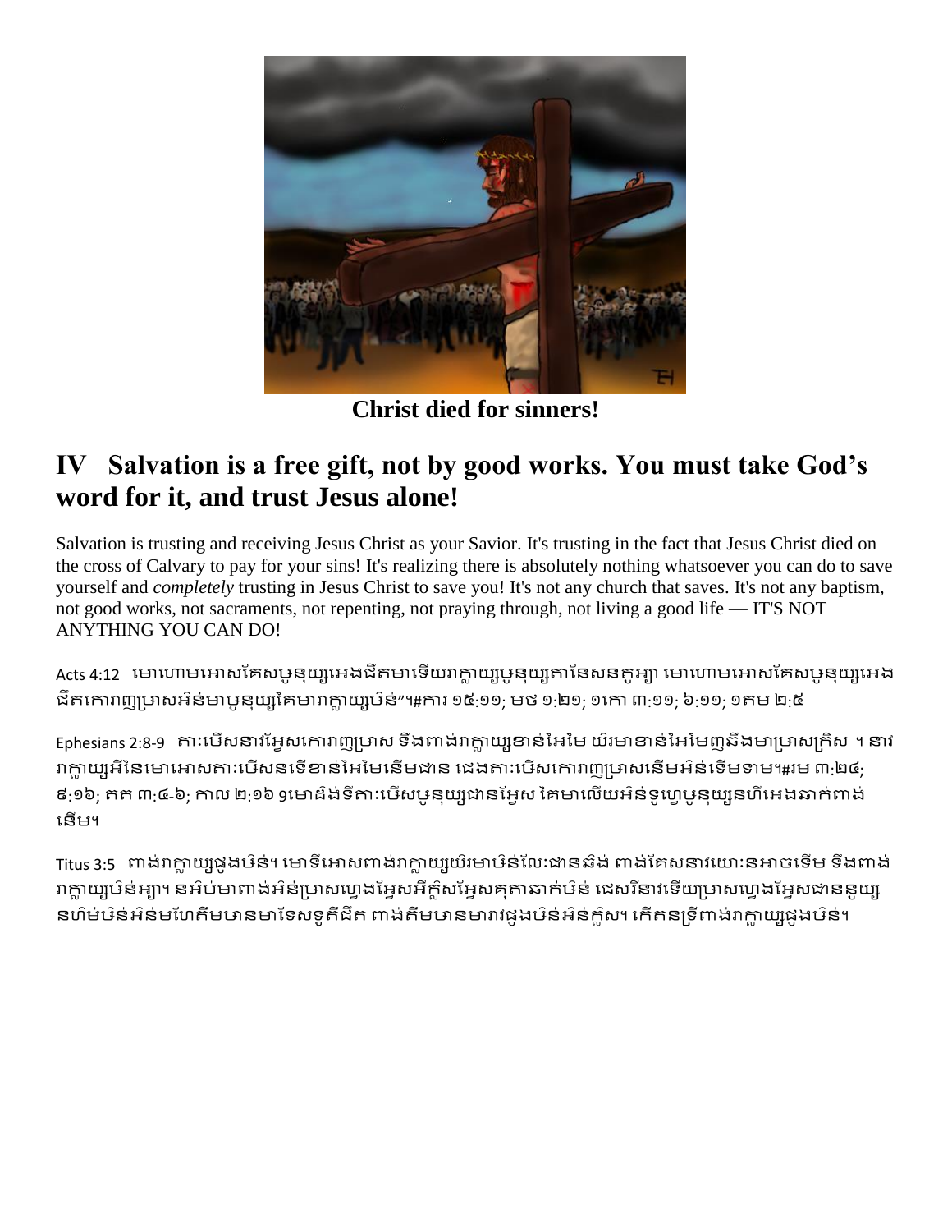**Christ died for sinners!**

## IV Salvation is a free gift, not by good works. You must take God's word for it, and trust Jesus alone!

Salvation is trusting and receiving Jesus Christ as your Savior. It's trusting in the fact that Jesus Christ died on the cross of Calvary to pay for your sins! It's realizing there is absolutely nothing whatsoever you can do to save yourself and *completely* trusting in Jesus Christ to save you! It's not any church that saves. It's not any baptism, not good works, not sacraments, not repenting, not praying through, not living a good life — IT'S NOT ANYTHING YOU CAN DO!

Acts 4:12 មោហោមអោសគែសបូនុយ្សអេងជីតមាទើយរាក្លាយ្សបូនុយ្សតានៃសនគូអ្យា មោហោមអោសគែសបូនុយ្សអេងជីតកោរាញប្រាសអិន់មាបូនុយ្សគែមារាក្លាយ្សបិន់”។#ការ ១៥:១១; មថ ១:២១; ១កោ ៣:១១; ៦:១១; ១តម ២:៥

Ephesians 2:8-9 គា:បើសនាវអ្វែសកោរាញប្រាស ទឹងពាង់រាក្លាយ្សខាន់អែមែ យ៉រមាខាន់អែមែញឆឹងមាប្រាសគ្រីស ។ នាវរាក្លាយ្សអិនៃមោអោសគា:បើសនទើខាន់អែមែនើមជាន ជេងគា:បើសកោរាញប្រាសនើមអិន់ទើមទាម។#រម ៣:២៤; ៩:១៦; គត ៣:៤-៦; កាល ២:១៦ ១មោជ៌ង់ទីគា:បើសបូនុយ្សជានអ្វែស គៃមាលើយអិន់ទូហ្វេបូនុយ្សនហីអេងឆាក់ពាង់នើម។

Titus 3:5 ពាង់រាក្លាយ្សជួងបិន់។ មោទីអោសពាង់រាក្លាយ្សយ៉រមាបិន់លៃ:ជានឆិង់ ពាង់គែសនាវយោ:នអាចទើម ទឹងពាង់រាក្លាយ្សបិន់អ្យា។ នអិប់មាពាង់អិន់ប្រាសហ្វេងអ្វែសអិក្លិសអ្វែសគុគាឆាក់បិន់ ជេសរីនាវទើយប្រាសហ្វេងអ្វែសជាននូយ្សនហិម់បិន់អិន់មហែតឹមហានមាទៃសទូតីជីត ពាង់តឹមហានមារាវជួងបិន់អិន់ក្លិស។ កើតនទ្រីពាង់រាក្លាយ្សជួងបិន់។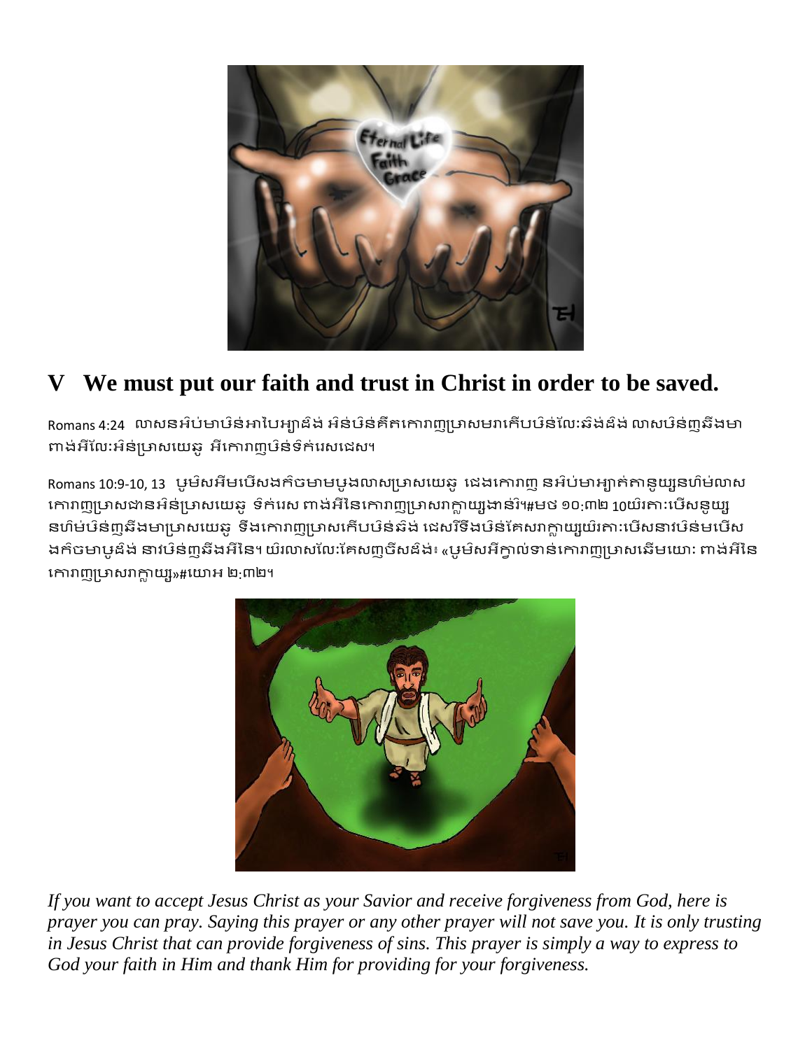## V We must put our faith and trust in Christ in order to be saved.

Romans 4:24 លាសនអិប់មាបិន់អាបែអ្យាធំង់ អិន់បិន់គឺតកោរាញប្រាសមរាកើបបិន់លែះផិងផំង់ លាសបិន់ញឆឹងមាពាង់អីលែះអិន់ប្រាសយេឆូ អីកោរាញបិន់ទិក់រេសជេស។

Romans 10:9-10, 13 ឞូមិសអីមបើសងក៌ចមាមឞូងលាសប្រាសយេឆូ ជេងកោរាញ នអិប់មាអ្យាគ់គានូយ្សនហ៌ម់លាសកោរាញប្រាសជានអិន់ប្រាសយេឆូ ទិក់រេស ពាង់អីនៃកោរាញប្រាសរាក្លាយ្សងាន់រ៉ី។#មថ ១០:៣២ 10យ៉រគាៈបើសនូយ្សនហ៌ម់បិន់ញឆឹងមាប្រាសយេឆូ ទឹងកោរាញប្រាសកើបបិន់ផិង ជេសរ៉ឹទឹងបិន់គែសរាក្លាយ្សយ៉រគាៈបើសនាវបិន់មបើសងក៌ចមាឞូផំង់ នាវបិន់ញឆឹងអិនៃ។ យ៉រលាសលែៈគែសញចីសផំង់៖ «ឞូមិសអីក្វាល់ទាន់កោរាញប្រាសឆើមយោៈ ពាង់អីនៃកោរាញប្រាសរាក្លាយ្ស»#យោអ ២:៣២។

*If you want to accept Jesus Christ as your Savior and receive forgiveness from God, here is prayer you can pray. Saying this prayer or any other prayer will not save you. It is only trusting in Jesus Christ that can provide forgiveness of sins. This prayer is simply a way to express to God your faith in Him and thank Him for providing for your forgiveness.*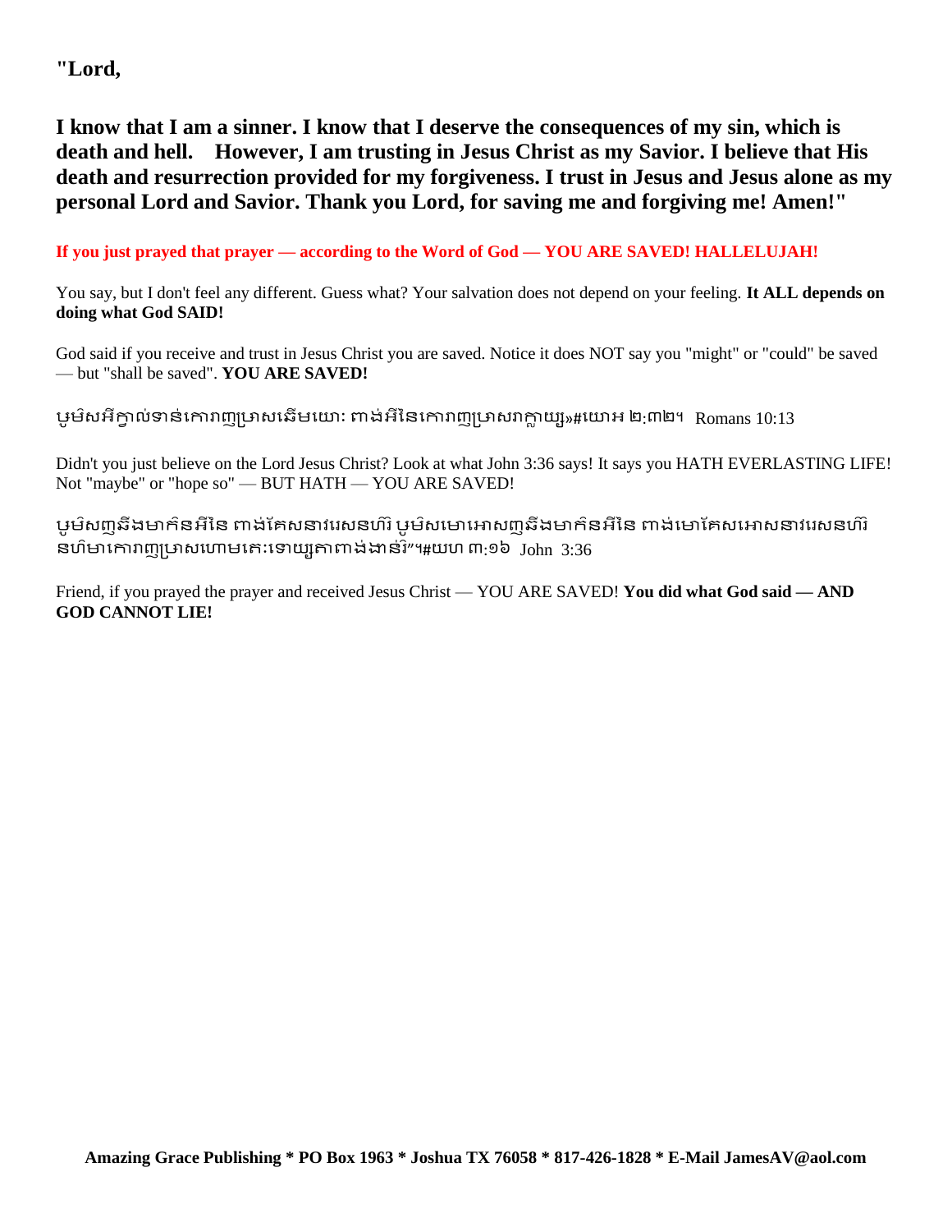**"Lord,**

**I know that I am a sinner. I know that I deserve the consequences of my sin, which is death and hell. However, I am trusting in Jesus Christ as my Savior. I believe that His death and resurrection provided for my forgiveness. I trust in Jesus and Jesus alone as my personal Lord and Savior. Thank you Lord, for saving me and forgiving me! Amen!"**

**If you just prayed that prayer — according to the Word of God — YOU ARE SAVED! HALLELUJAH!**

You say, but I don't feel any different. Guess what? Your salvation does not depend on your feeling. **It ALL depends on doing what God SAID!**

God said if you receive and trust in Jesus Christ you are saved. Notice it does NOT say you "might" or "could" be saved — but "shall be saved". **YOU ARE SAVED!**

ប្ញមិសអិក្នាល់ទាន់កោរាញប្រាសឆើមយោះ ពាង់អិនៃកោរាញប្រាសរាក្លាយ្យ»#យោអ ២:៣២។ Romans 10:13

Didn't you just believe on the Lord Jesus Christ? Look at what John 3:36 says! It says you HATH EVERLASTING LIFE! Not "maybe" or "hope so" — BUT HATH — YOU ARE SAVED!

ប្ញមិសញ្ជឆឹងមាក់នអិនៃ ពាង់តែសនាវរេសនហ៊ៃ ប្ញមិសមោអោសញ្ជឆឹងមាក់នអិនៃ ពាង់មោតែសអោសនាវរេសនហ៊ៃ នហ៊ៃមាកោរាញប្រាសហោមតេះទោយ្យតាពាង់ងាន់រ៉ៃ"។#យហ ៣:១៦ John 3:36

Friend, if you prayed the prayer and received Jesus Christ — YOU ARE SAVED! **You did what God said — AND GOD CANNOT LIE!**

**Amazing Grace Publishing * PO Box 1963 * Joshua TX 76058 * 817-426-1828 * E-Mail JamesAV@aol.com**